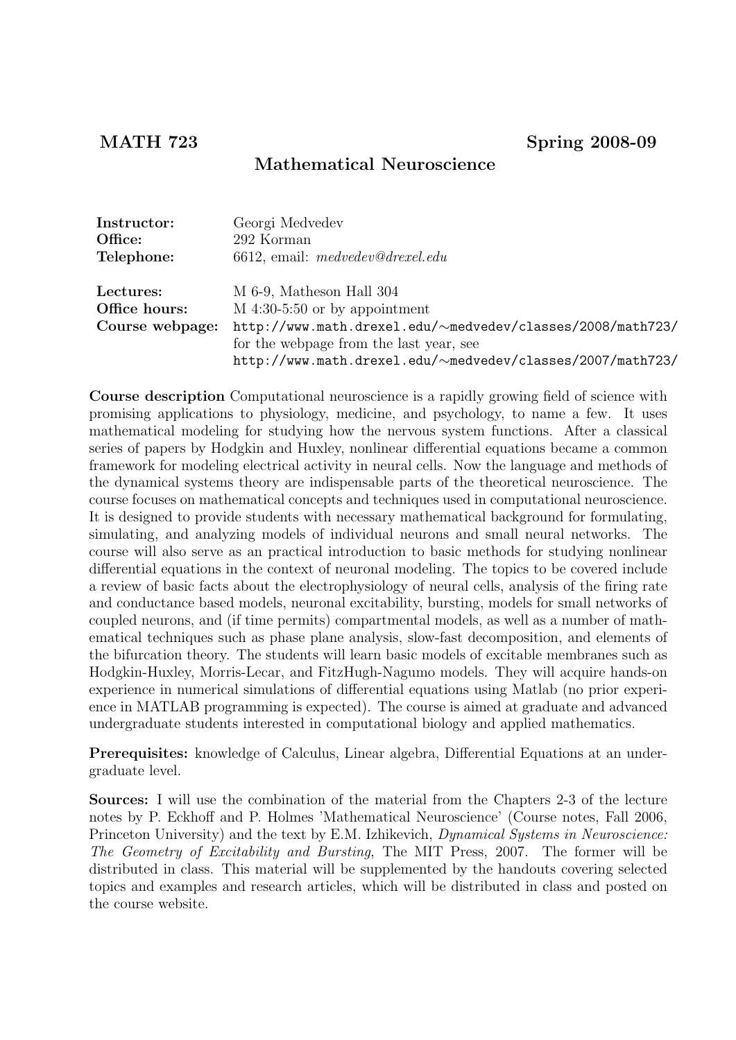**MATH 723** **Spring 2008-09**

# Mathematical Neuroscience

| | |
|---|---|
| **Instructor:** | Georgi Medvedev |
| **Office:** | 292 Korman |
| **Telephone:** | 6612, email: *medvedev@drexel.edu* |
| **Lectures:** | M 6-9, Matheson Hall 304 |
| **Office hours:** | M 4:30-5:50 or by appointment |
| **Course webpage:** | `http://www.math.drexel.edu/~medvedev/classes/2008/math723/` for the webpage from the last year, see `http://www.math.drexel.edu/~medvedev/classes/2007/math723/` |

**Course description** Computational neuroscience is a rapidly growing field of science with promising applications to physiology, medicine, and psychology, to name a few. It uses mathematical modeling for studying how the nervous system functions. After a classical series of papers by Hodgkin and Huxley, nonlinear differential equations became a common framework for modeling electrical activity in neural cells. Now the language and methods of the dynamical systems theory are indispensable parts of the theoretical neuroscience. The course focuses on mathematical concepts and techniques used in computational neuroscience. It is designed to provide students with necessary mathematical background for formulating, simulating, and analyzing models of individual neurons and small neural networks. The course will also serve as an practical introduction to basic methods for studying nonlinear differential equations in the context of neuronal modeling. The topics to be covered include a review of basic facts about the electrophysiology of neural cells, analysis of the firing rate and conductance based models, neuronal excitability, bursting, models for small networks of coupled neurons, and (if time permits) compartmental models, as well as a number of mathematical techniques such as phase plane analysis, slow-fast decomposition, and elements of the bifurcation theory. The students will learn basic models of excitable membranes such as Hodgkin-Huxley, Morris-Lecar, and FitzHugh-Nagumo models. They will acquire hands-on experience in numerical simulations of differential equations using Matlab (no prior experience in MATLAB programming is expected). The course is aimed at graduate and advanced undergraduate students interested in computational biology and applied mathematics.

**Prerequisites:** knowledge of Calculus, Linear algebra, Differential Equations at an undergraduate level.

**Sources:** I will use the combination of the material from the Chapters 2-3 of the lecture notes by P. Eckhoff and P. Holmes 'Mathematical Neuroscience' (Course notes, Fall 2006, Princeton University) and the text by E.M. Izhikevich, *Dynamical Systems in Neuroscience: The Geometry of Excitability and Bursting*, The MIT Press, 2007. The former will be distributed in class. This material will be supplemented by the handouts covering selected topics and examples and research articles, which will be distributed in class and posted on the course website.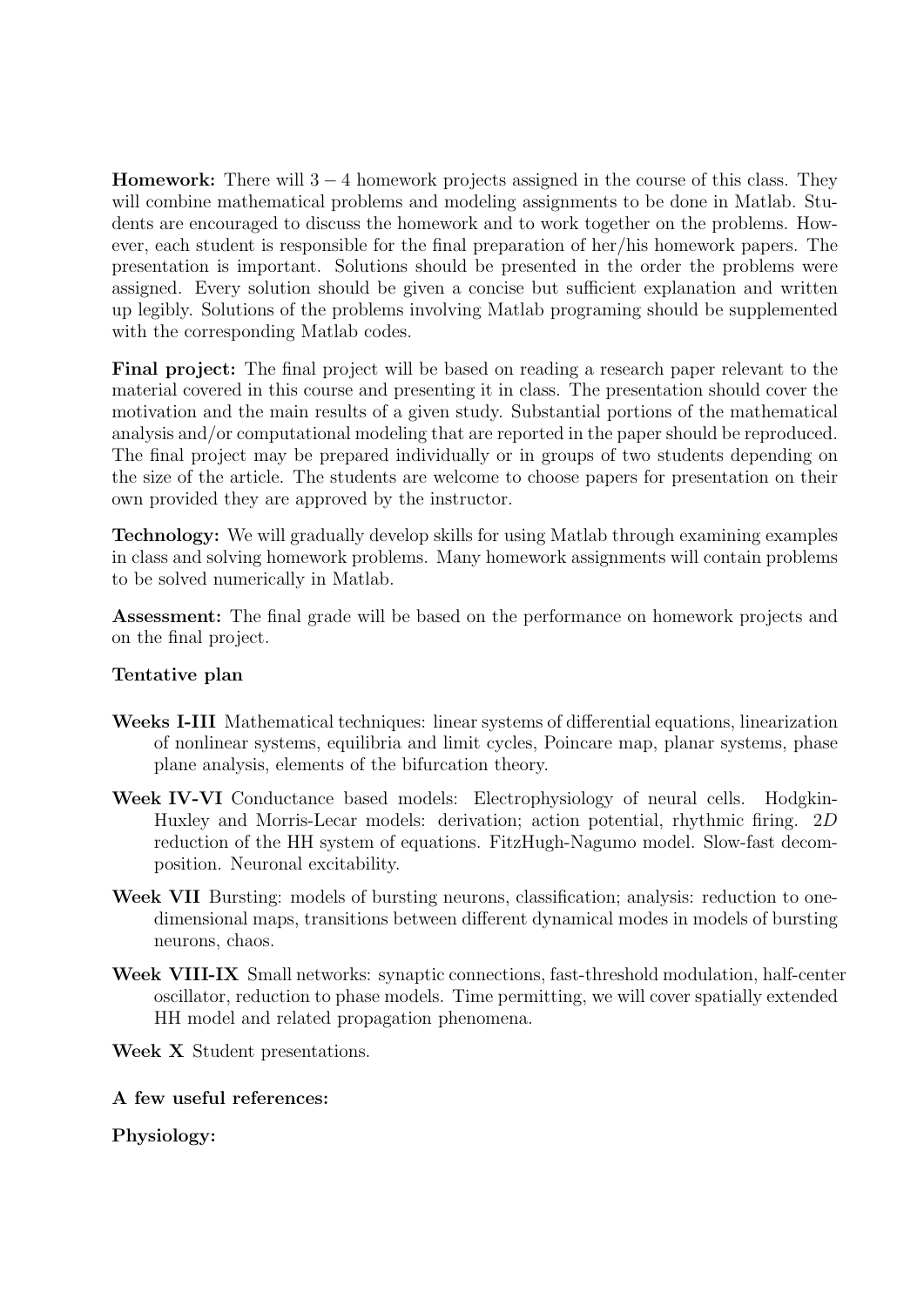**Homework:** There will $3-4$ homework projects assigned in the course of this class. They will combine mathematical problems and modeling assignments to be done in Matlab. Students are encouraged to discuss the homework and to work together on the problems. However, each student is responsible for the final preparation of her/his homework papers. The presentation is important. Solutions should be presented in the order the problems were assigned. Every solution should be given a concise but sufficient explanation and written up legibly. Solutions of the problems involving Matlab programing should be supplemented with the corresponding Matlab codes.

**Final project:** The final project will be based on reading a research paper relevant to the material covered in this course and presenting it in class. The presentation should cover the motivation and the main results of a given study. Substantial portions of the mathematical analysis and/or computational modeling that are reported in the paper should be reproduced. The final project may be prepared individually or in groups of two students depending on the size of the article. The students are welcome to choose papers for presentation on their own provided they are approved by the instructor.

**Technology:** We will gradually develop skills for using Matlab through examining examples in class and solving homework problems. Many homework assignments will contain problems to be solved numerically in Matlab.

**Assessment:** The final grade will be based on the performance on homework projects and on the final project.

**Tentative plan**

**Weeks I-III** Mathematical techniques: linear systems of differential equations, linearization of nonlinear systems, equilibria and limit cycles, Poincare map, planar systems, phase plane analysis, elements of the bifurcation theory.

**Week IV-VI** Conductance based models: Electrophysiology of neural cells. Hodgkin-Huxley and Morris-Lecar models: derivation; action potential, rhythmic firing. $2D$ reduction of the HH system of equations. FitzHugh-Nagumo model. Slow-fast decomposition. Neuronal excitability.

**Week VII** Bursting: models of bursting neurons, classification; analysis: reduction to one-dimensional maps, transitions between different dynamical modes in models of bursting neurons, chaos.

**Week VIII-IX** Small networks: synaptic connections, fast-threshold modulation, half-center oscillator, reduction to phase models. Time permitting, we will cover spatially extended HH model and related propagation phenomena.

**Week X** Student presentations.

**A few useful references:**

**Physiology:**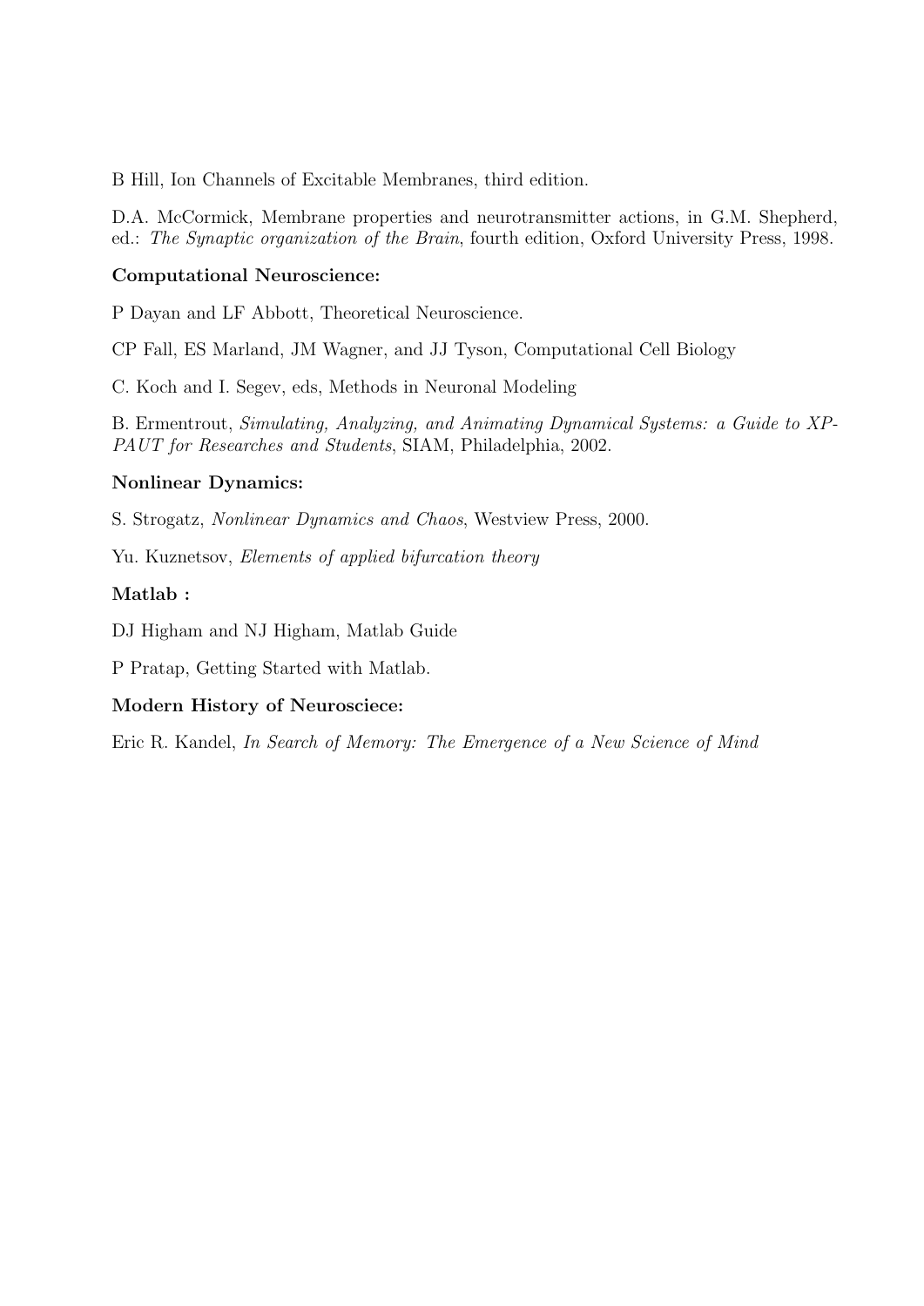B Hill, Ion Channels of Excitable Membranes, third edition.

D.A. McCormick, Membrane properties and neurotransmitter actions, in G.M. Shepherd, ed.: *The Synaptic organization of the Brain*, fourth edition, Oxford University Press, 1998.

**Computational Neuroscience:**

P Dayan and LF Abbott, Theoretical Neuroscience.

CP Fall, ES Marland, JM Wagner, and JJ Tyson, Computational Cell Biology

C. Koch and I. Segev, eds, Methods in Neuronal Modeling

B. Ermentrout, *Simulating, Analyzing, and Animating Dynamical Systems: a Guide to XPPAUT for Researches and Students*, SIAM, Philadelphia, 2002.

**Nonlinear Dynamics:**

S. Strogatz, *Nonlinear Dynamics and Chaos*, Westview Press, 2000.

Yu. Kuznetsov, *Elements of applied bifurcation theory*

**Matlab :**

DJ Higham and NJ Higham, Matlab Guide

P Pratap, Getting Started with Matlab.

**Modern History of Neurosciece:**

Eric R. Kandel, *In Search of Memory: The Emergence of a New Science of Mind*